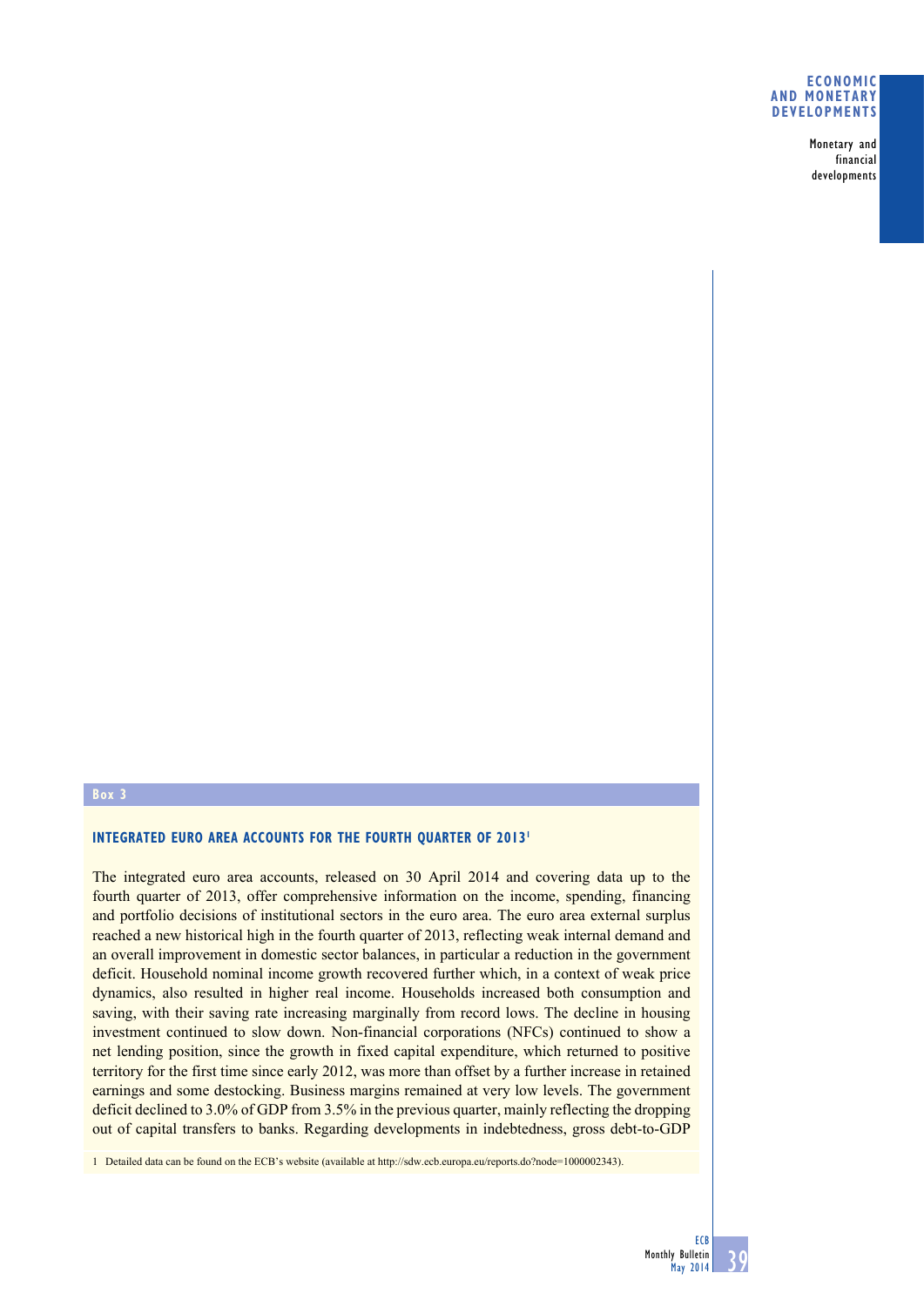Box 3

## INTEGRATED EURO AREA ACCOUNTS FOR THE FOURTH QUARTER OF 2013[1]

The integrated euro area accounts, released on 30 April 2014 and covering data up to the fourth quarter of 2013, offer comprehensive information on the income, spending, financing and portfolio decisions of institutional sectors in the euro area. The euro area external surplus reached a new historical high in the fourth quarter of 2013, reflecting weak internal demand and an overall improvement in domestic sector balances, in particular a reduction in the government deficit. Household nominal income growth recovered further which, in a context of weak price dynamics, also resulted in higher real income. Households increased both consumption and saving, with their saving rate increasing marginally from record lows. The decline in housing investment continued to slow down. Non-financial corporations (NFCs) continued to show a net lending position, since the growth in fixed capital expenditure, which returned to positive territory for the first time since early 2012, was more than offset by a further increase in retained earnings and some destocking. Business margins remained at very low levels. The government deficit declined to 3.0% of GDP from 3.5% in the previous quarter, mainly reflecting the dropping out of capital transfers to banks. Regarding developments in indebtedness, gross debt-to-GDP

1 Detailed data can be found on the ECB's website (available at http://sdw.ecb.europa.eu/reports.do?node=1000002343).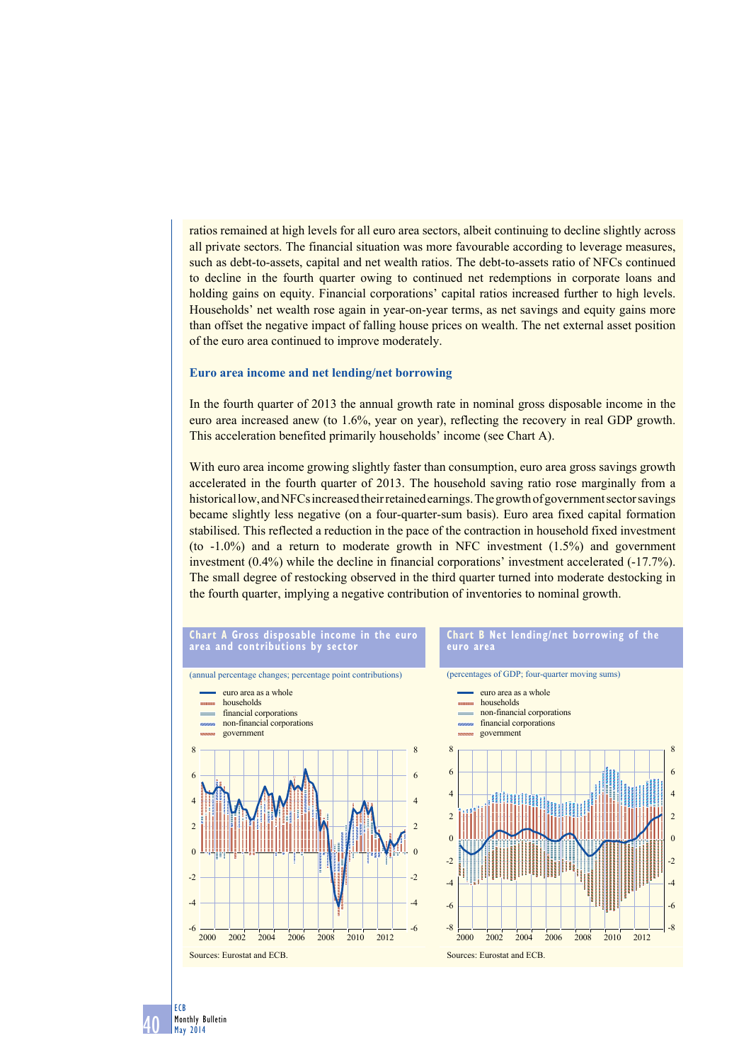ratios remained at high levels for all euro area sectors, albeit continuing to decline slightly across all private sectors. The financial situation was more favourable according to leverage measures, such as debt-to-assets, capital and net wealth ratios. The debt-to-assets ratio of NFCs continued to decline in the fourth quarter owing to continued net redemptions in corporate loans and holding gains on equity. Financial corporations' capital ratios increased further to high levels. Households' net wealth rose again in year-on-year terms, as net savings and equity gains more than offset the negative impact of falling house prices on wealth. The net external asset position of the euro area continued to improve moderately.

### Euro area income and net lending/net borrowing

In the fourth quarter of 2013 the annual growth rate in nominal gross disposable income in the euro area increased anew (to 1.6%, year on year), reflecting the recovery in real GDP growth. This acceleration benefited primarily households' income (see Chart A).

With euro area income growing slightly faster than consumption, euro area gross savings growth accelerated in the fourth quarter of 2013. The household saving ratio rose marginally from a historical low, and NFCs increased their retained earnings. The growth of government sector savings became slightly less negative (on a four-quarter-sum basis). Euro area fixed capital formation stabilised. This reflected a reduction in the pace of the contraction in household fixed investment (to -1.0%) and a return to moderate growth in NFC investment (1.5%) and government investment (0.4%) while the decline in financial corporations' investment accelerated (-17.7%). The small degree of restocking observed in the third quarter turned into moderate destocking in the fourth quarter, implying a negative contribution of inventories to nominal growth.

**Chart A Gross disposable income in the euro area and contributions by sector**

(annual percentage changes; percentage point contributions)

Legend: euro area as a whole; households; financial corporations; non-financial corporations; government

Sources: Eurostat and ECB.

**Chart B Net lending/net borrowing of the euro area**

(percentages of GDP; four-quarter moving sums)

Legend: euro area as a whole; households; non-financial corporations; financial corporations; government

Sources: Eurostat and ECB.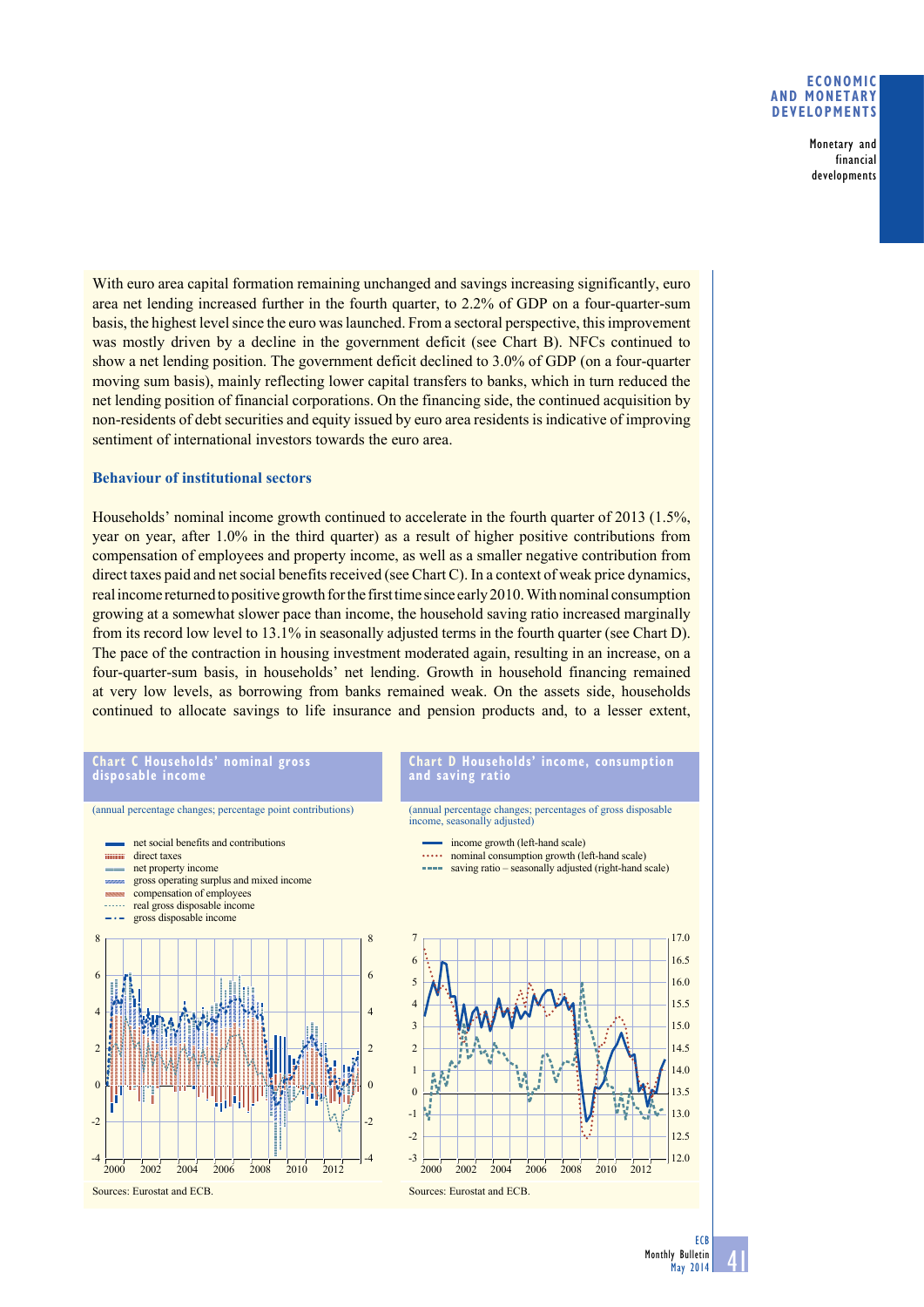With euro area capital formation remaining unchanged and savings increasing significantly, euro area net lending increased further in the fourth quarter, to 2.2% of GDP on a four-quarter-sum basis, the highest level since the euro was launched. From a sectoral perspective, this improvement was mostly driven by a decline in the government deficit (see Chart B). NFCs continued to show a net lending position. The government deficit declined to 3.0% of GDP (on a four-quarter moving sum basis), mainly reflecting lower capital transfers to banks, which in turn reduced the net lending position of financial corporations. On the financing side, the continued acquisition by non-residents of debt securities and equity issued by euro area residents is indicative of improving sentiment of international investors towards the euro area.

### Behaviour of institutional sectors

Households' nominal income growth continued to accelerate in the fourth quarter of 2013 (1.5%, year on year, after 1.0% in the third quarter) as a result of higher positive contributions from compensation of employees and property income, as well as a smaller negative contribution from direct taxes paid and net social benefits received (see Chart C). In a context of weak price dynamics, real income returned to positive growth for the first time since early 2010. With nominal consumption growing at a somewhat slower pace than income, the household saving ratio increased marginally from its record low level to 13.1% in seasonally adjusted terms in the fourth quarter (see Chart D). The pace of the contraction in housing investment moderated again, resulting in an increase, on a four-quarter-sum basis, in households' net lending. Growth in household financing remained at very low levels, as borrowing from banks remained weak. On the assets side, households continued to allocate savings to life insurance and pension products and, to a lesser extent,

**Chart C Households' nominal gross disposable income**

(annual percentage changes; percentage point contributions)

- net social benefits and contributions
- direct taxes
- net property income
- gross operating surplus and mixed income
- compensation of employees
- real gross disposable income
- gross disposable income

Sources: Eurostat and ECB.

**Chart D Households' income, consumption and saving ratio**

(annual percentage changes; percentages of gross disposable income, seasonally adjusted)

- income growth (left-hand scale)
- nominal consumption growth (left-hand scale)
- saving ratio – seasonally adjusted (right-hand scale)

Sources: Eurostat and ECB.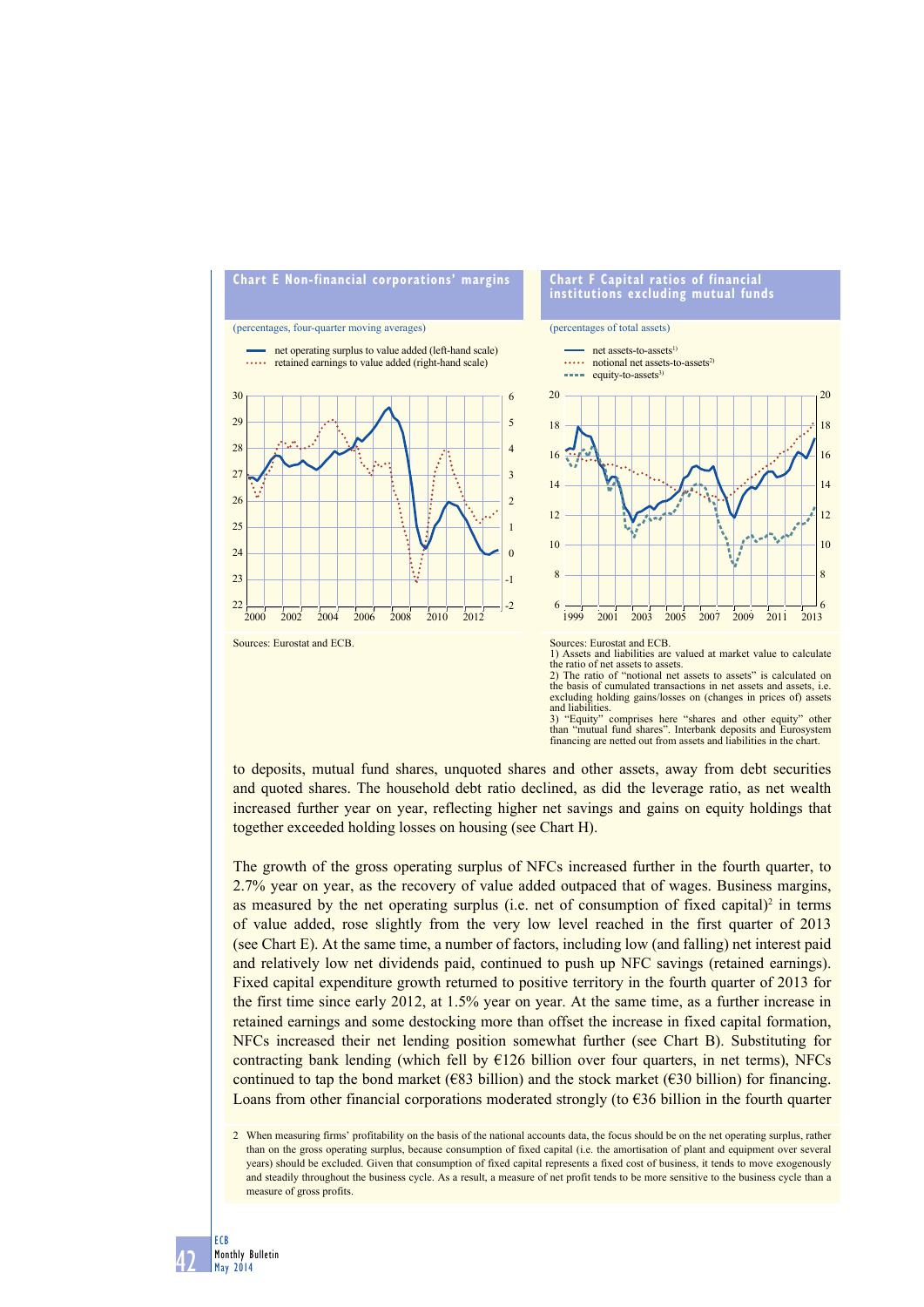**Chart E Non-financial corporations' margins**

(percentages, four-quarter moving averages)

- net operating surplus to value added (left-hand scale)
- retained earnings to value added (right-hand scale)

Sources: Eurostat and ECB.

**Chart F Capital ratios of financial institutions excluding mutual funds**

(percentages of total assets)

- net assets-to-assets[1]
- notional net assets-to-assets[2]
- equity-to-assets[3]

Sources: Eurostat and ECB.
1) Assets and liabilities are valued at market value to calculate the ratio of net assets to assets.
2) The ratio of "notional net assets to assets" is calculated on the basis of cumulated transactions in net assets and assets, i.e. excluding holding gains/losses on (changes in prices of) assets and liabilities.
3) "Equity" comprises here "shares and other equity" other than "mutual fund shares". Interbank deposits and Eurosystem financing are netted out from assets and liabilities in the chart.

to deposits, mutual fund shares, unquoted shares and other assets, away from debt securities and quoted shares. The household debt ratio declined, as did the leverage ratio, as net wealth increased further year on year, reflecting higher net savings and gains on equity holdings that together exceeded holding losses on housing (see Chart H).

The growth of the gross operating surplus of NFCs increased further in the fourth quarter, to 2.7% year on year, as the recovery of value added outpaced that of wages. Business margins, as measured by the net operating surplus (i.e. net of consumption of fixed capital)[2] in terms of value added, rose slightly from the very low level reached in the first quarter of 2013 (see Chart E). At the same time, a number of factors, including low (and falling) net interest paid and relatively low net dividends paid, continued to push up NFC savings (retained earnings). Fixed capital expenditure growth returned to positive territory in the fourth quarter of 2013 for the first time since early 2012, at 1.5% year on year. At the same time, as a further increase in retained earnings and some destocking more than offset the increase in fixed capital formation, NFCs increased their net lending position somewhat further (see Chart B). Substituting for contracting bank lending (which fell by €126 billion over four quarters, in net terms), NFCs continued to tap the bond market (€83 billion) and the stock market (€30 billion) for financing. Loans from other financial corporations moderated strongly (to €36 billion in the fourth quarter

2 When measuring firms' profitability on the basis of the national accounts data, the focus should be on the net operating surplus, rather than on the gross operating surplus, because consumption of fixed capital (i.e. the amortisation of plant and equipment over several years) should be excluded. Given that consumption of fixed capital represents a fixed cost of business, it tends to move exogenously and steadily throughout the business cycle. As a result, a measure of net profit tends to be more sensitive to the business cycle than a measure of gross profits.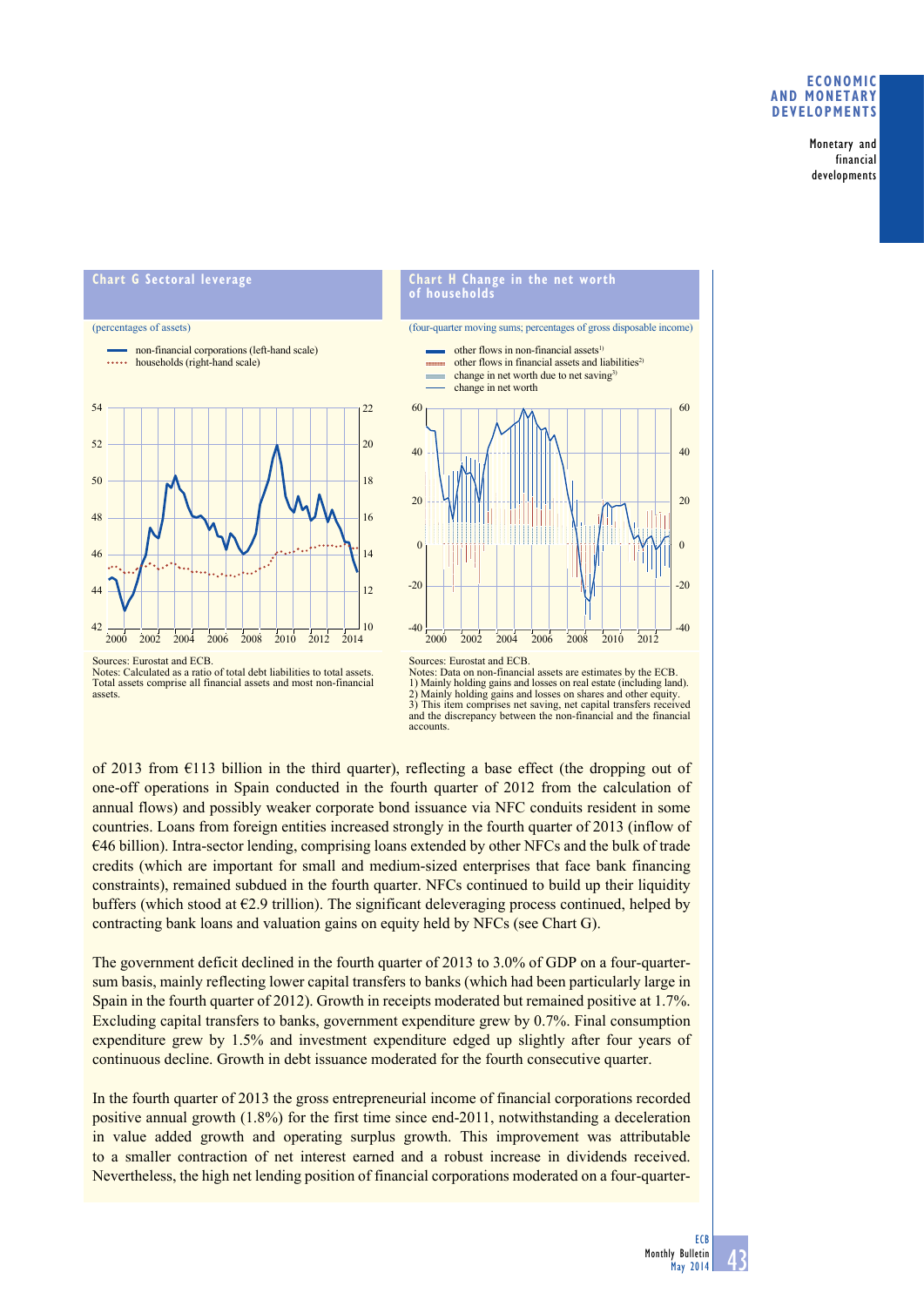### Chart G Sectoral leverage

(percentages of assets)

- non-financial corporations (left-hand scale)
- households (right-hand scale)

Sources: Eurostat and ECB.
Notes: Calculated as a ratio of total debt liabilities to total assets. Total assets comprise all financial assets and most non-financial assets.

### Chart H Change in the net worth of households

(four-quarter moving sums; percentages of gross disposable income)

- other flows in non-financial assets[1]
- other flows in financial assets and liabilities[2]
- change in net worth due to net saving[3]
- change in net worth

Sources: Eurostat and ECB.
Notes: Data on non-financial assets are estimates by the ECB.
1) Mainly holding gains and losses on real estate (including land).
2) Mainly holding gains and losses on shares and other equity.
3) This item comprises net saving, net capital transfers received and the discrepancy between the non-financial and the financial accounts.

of 2013 from €113 billion in the third quarter), reflecting a base effect (the dropping out of one-off operations in Spain conducted in the fourth quarter of 2012 from the calculation of annual flows) and possibly weaker corporate bond issuance via NFC conduits resident in some countries. Loans from foreign entities increased strongly in the fourth quarter of 2013 (inflow of €46 billion). Intra-sector lending, comprising loans extended by other NFCs and the bulk of trade credits (which are important for small and medium-sized enterprises that face bank financing constraints), remained subdued in the fourth quarter. NFCs continued to build up their liquidity buffers (which stood at €2.9 trillion). The significant deleveraging process continued, helped by contracting bank loans and valuation gains on equity held by NFCs (see Chart G).

The government deficit declined in the fourth quarter of 2013 to 3.0% of GDP on a four-quarter-sum basis, mainly reflecting lower capital transfers to banks (which had been particularly large in Spain in the fourth quarter of 2012). Growth in receipts moderated but remained positive at 1.7%. Excluding capital transfers to banks, government expenditure grew by 0.7%. Final consumption expenditure grew by 1.5% and investment expenditure edged up slightly after four years of continuous decline. Growth in debt issuance moderated for the fourth consecutive quarter.

In the fourth quarter of 2013 the gross entrepreneurial income of financial corporations recorded positive annual growth (1.8%) for the first time since end-2011, notwithstanding a deceleration in value added growth and operating surplus growth. This improvement was attributable to a smaller contraction of net interest earned and a robust increase in dividends received. Nevertheless, the high net lending position of financial corporations moderated on a four-quarter-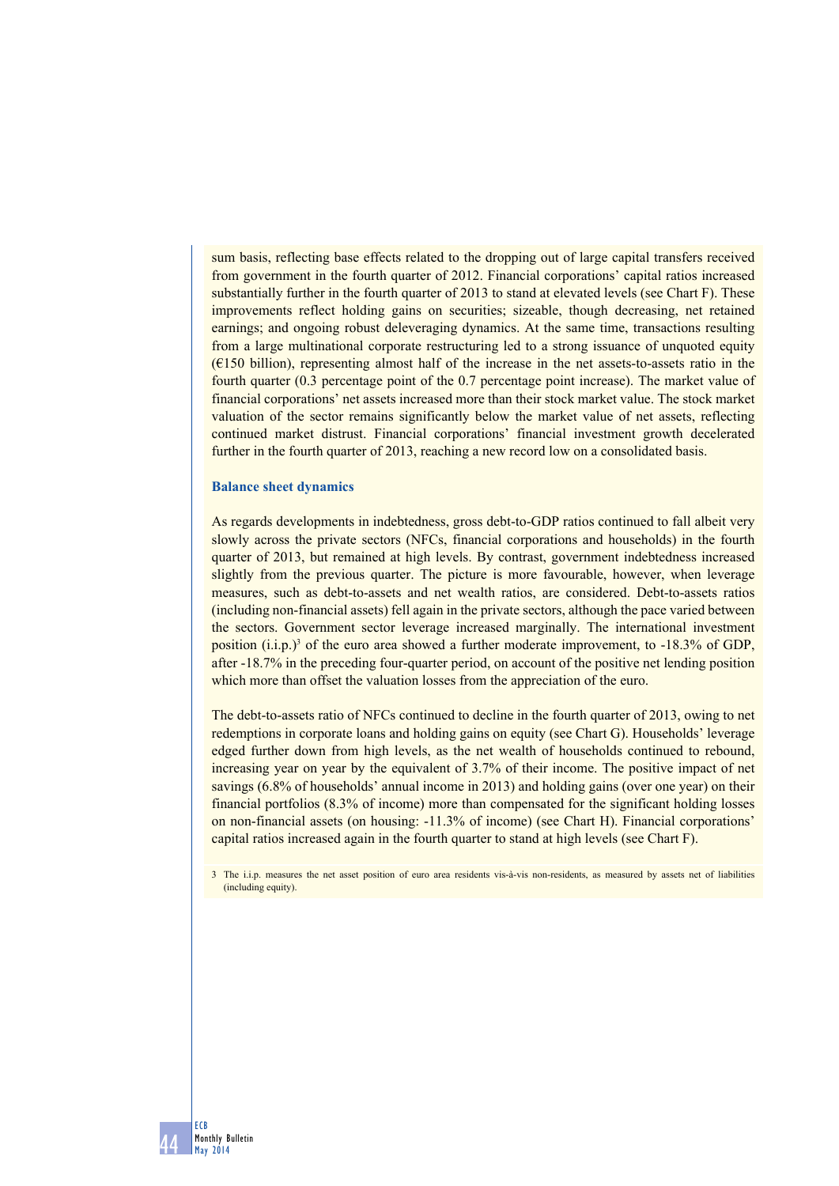sum basis, reflecting base effects related to the dropping out of large capital transfers received from government in the fourth quarter of 2012. Financial corporations' capital ratios increased substantially further in the fourth quarter of 2013 to stand at elevated levels (see Chart F). These improvements reflect holding gains on securities; sizeable, though decreasing, net retained earnings; and ongoing robust deleveraging dynamics. At the same time, transactions resulting from a large multinational corporate restructuring led to a strong issuance of unquoted equity (€150 billion), representing almost half of the increase in the net assets-to-assets ratio in the fourth quarter (0.3 percentage point of the 0.7 percentage point increase). The market value of financial corporations' net assets increased more than their stock market value. The stock market valuation of the sector remains significantly below the market value of net assets, reflecting continued market distrust. Financial corporations' financial investment growth decelerated further in the fourth quarter of 2013, reaching a new record low on a consolidated basis.

### Balance sheet dynamics

As regards developments in indebtedness, gross debt-to-GDP ratios continued to fall albeit very slowly across the private sectors (NFCs, financial corporations and households) in the fourth quarter of 2013, but remained at high levels. By contrast, government indebtedness increased slightly from the previous quarter. The picture is more favourable, however, when leverage measures, such as debt-to-assets and net wealth ratios, are considered. Debt-to-assets ratios (including non-financial assets) fell again in the private sectors, although the pace varied between the sectors. Government sector leverage increased marginally. The international investment position (i.i.p.)[3] of the euro area showed a further moderate improvement, to -18.3% of GDP, after -18.7% in the preceding four-quarter period, on account of the positive net lending position which more than offset the valuation losses from the appreciation of the euro.

The debt-to-assets ratio of NFCs continued to decline in the fourth quarter of 2013, owing to net redemptions in corporate loans and holding gains on equity (see Chart G). Households' leverage edged further down from high levels, as the net wealth of households continued to rebound, increasing year on year by the equivalent of 3.7% of their income. The positive impact of net savings (6.8% of households' annual income in 2013) and holding gains (over one year) on their financial portfolios (8.3% of income) more than compensated for the significant holding losses on non-financial assets (on housing: -11.3% of income) (see Chart H). Financial corporations' capital ratios increased again in the fourth quarter to stand at high levels (see Chart F).

3 The i.i.p. measures the net asset position of euro area residents vis-à-vis non-residents, as measured by assets net of liabilities (including equity).